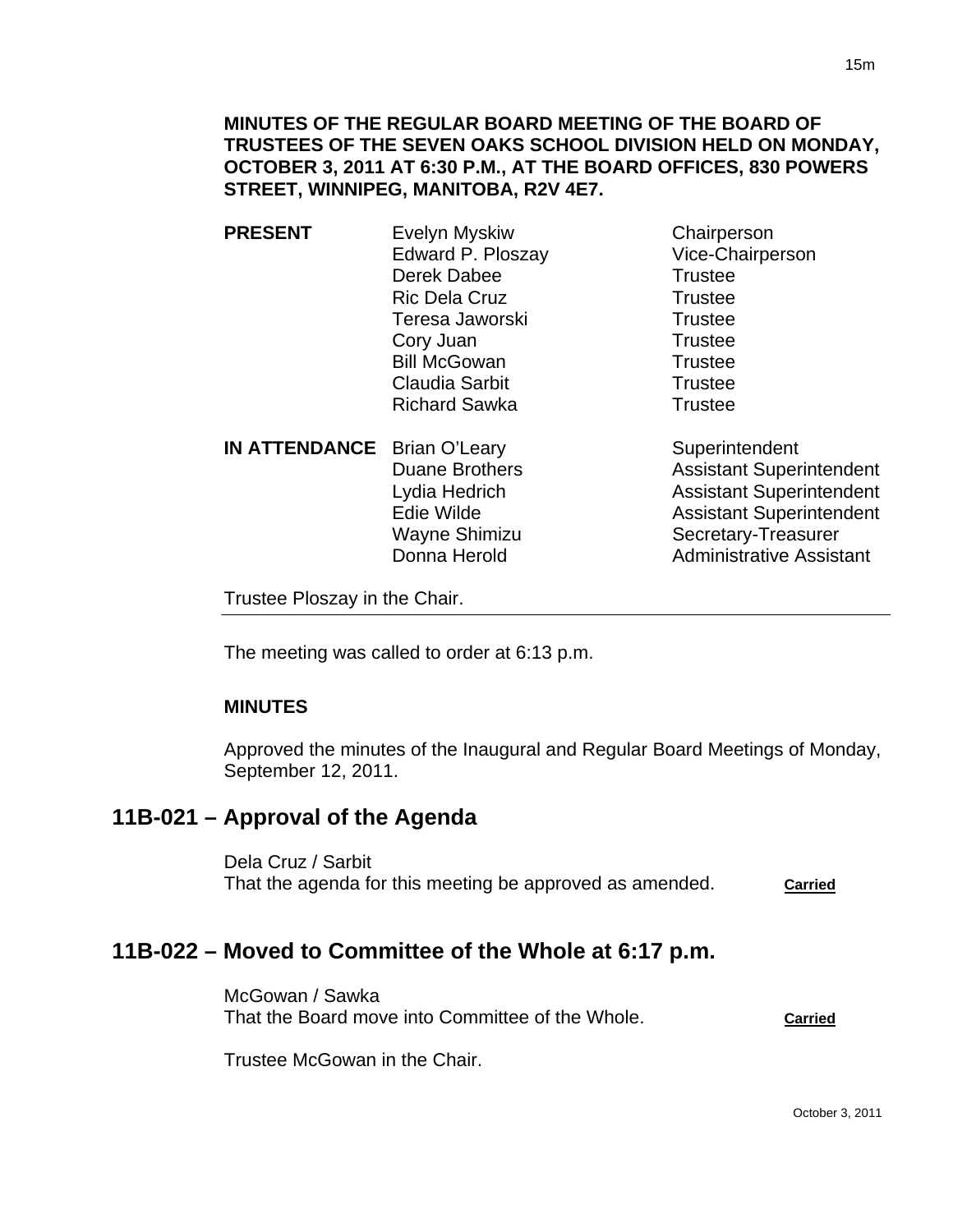**MINUTES OF THE REGULAR BOARD MEETING OF THE BOARD OF TRUSTEES OF THE SEVEN OAKS SCHOOL DIVISION HELD ON MONDAY, OCTOBER 3, 2011 AT 6:30 P.M., AT THE BOARD OFFICES, 830 POWERS STREET, WINNIPEG, MANITOBA, R2V 4E7.**

| | | |
|---|---|---|
| **PRESENT** | Evelyn Myskiw | Chairperson |
| | Edward P. Ploszay | Vice-Chairperson |
| | Derek Dabee | Trustee |
| | Ric Dela Cruz | Trustee |
| | Teresa Jaworski | Trustee |
| | Cory Juan | Trustee |
| | Bill McGowan | Trustee |
| | Claudia Sarbit | Trustee |
| | Richard Sawka | Trustee |
| **IN ATTENDANCE** | Brian O'Leary | Superintendent |
| | Duane Brothers | Assistant Superintendent |
| | Lydia Hedrich | Assistant Superintendent |
| | Edie Wilde | Assistant Superintendent |
| | Wayne Shimizu | Secretary-Treasurer |
| | Donna Herold | Administrative Assistant |

Trustee Ploszay in the Chair.

---

The meeting was called to order at 6:13 p.m.

**MINUTES**

Approved the minutes of the Inaugural and Regular Board Meetings of Monday, September 12, 2011.

## 11B-021 – Approval of the Agenda

Dela Cruz / Sarbit
That the agenda for this meeting be approved as amended. **Carried**

## 11B-022 – Moved to Committee of the Whole at 6:17 p.m.

McGowan / Sawka
That the Board move into Committee of the Whole. **Carried**

Trustee McGowan in the Chair.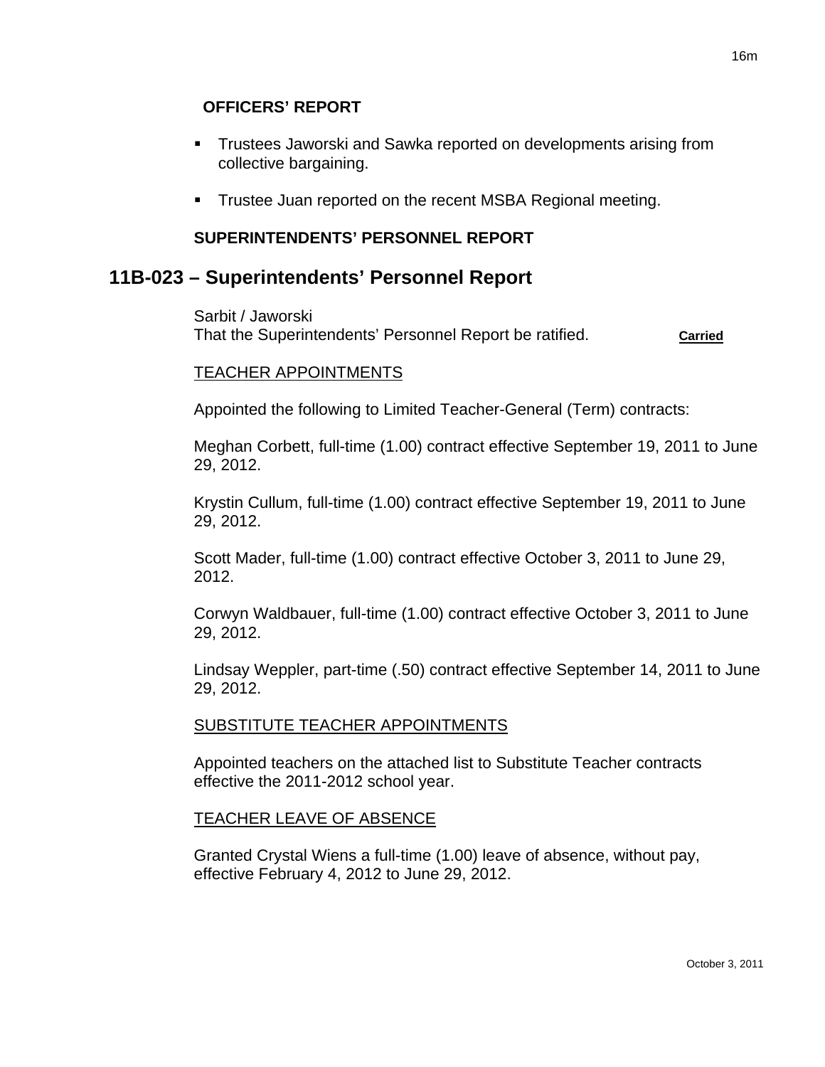**OFFICERS' REPORT**

- Trustees Jaworski and Sawka reported on developments arising from collective bargaining.
- Trustee Juan reported on the recent MSBA Regional meeting.

**SUPERINTENDENTS' PERSONNEL REPORT**

## 11B-023 – Superintendents' Personnel Report

Sarbit / Jaworski
That the Superintendents' Personnel Report be ratified. **Carried**

TEACHER APPOINTMENTS

Appointed the following to Limited Teacher-General (Term) contracts:

Meghan Corbett, full-time (1.00) contract effective September 19, 2011 to June 29, 2012.

Krystin Cullum, full-time (1.00) contract effective September 19, 2011 to June 29, 2012.

Scott Mader, full-time (1.00) contract effective October 3, 2011 to June 29, 2012.

Corwyn Waldbauer, full-time (1.00) contract effective October 3, 2011 to June 29, 2012.

Lindsay Weppler, part-time (.50) contract effective September 14, 2011 to June 29, 2012.

SUBSTITUTE TEACHER APPOINTMENTS

Appointed teachers on the attached list to Substitute Teacher contracts effective the 2011-2012 school year.

TEACHER LEAVE OF ABSENCE

Granted Crystal Wiens a full-time (1.00) leave of absence, without pay, effective February 4, 2012 to June 29, 2012.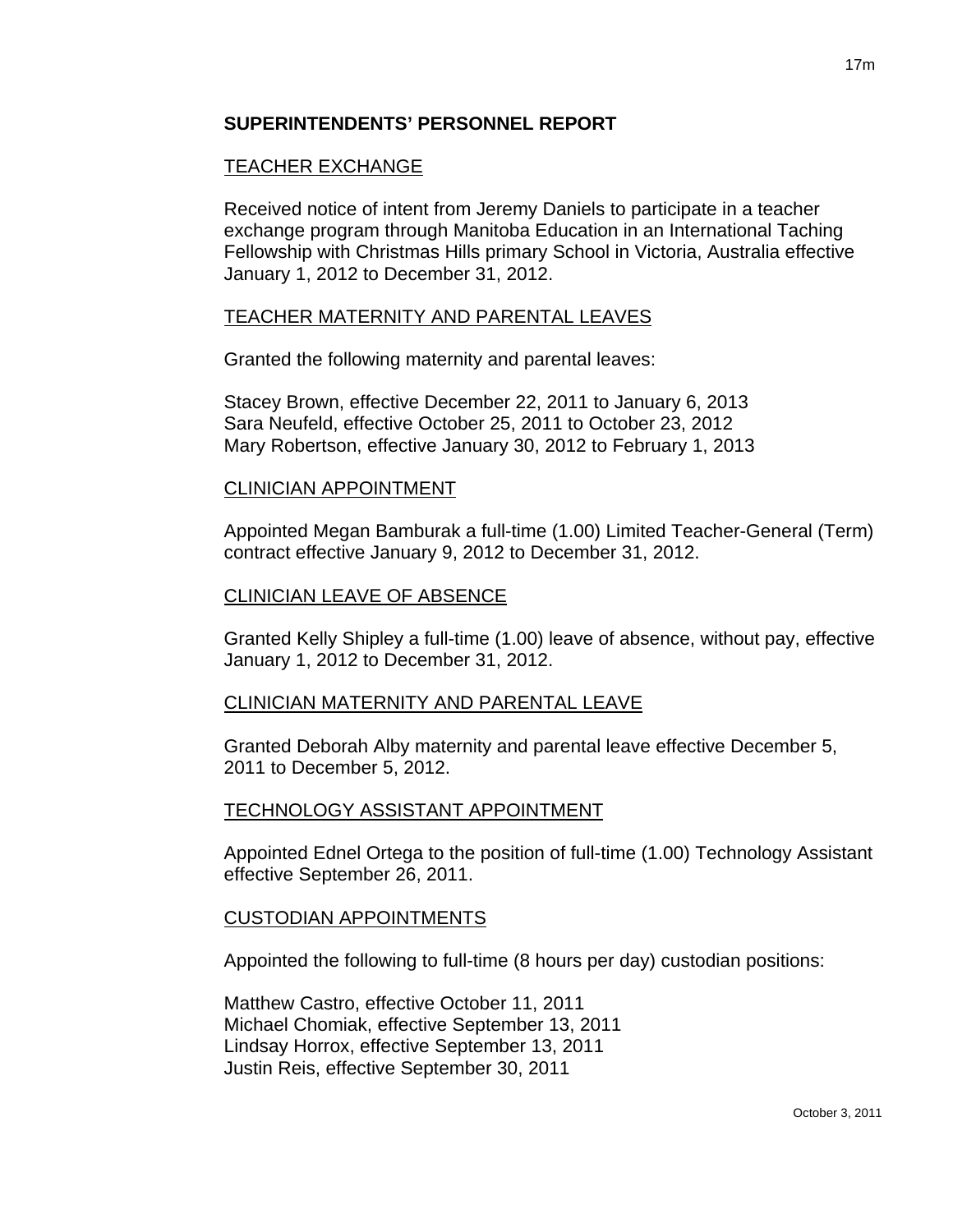## SUPERINTENDENTS' PERSONNEL REPORT

### TEACHER EXCHANGE

Received notice of intent from Jeremy Daniels to participate in a teacher exchange program through Manitoba Education in an International Taching Fellowship with Christmas Hills primary School in Victoria, Australia effective January 1, 2012 to December 31, 2012.

### TEACHER MATERNITY AND PARENTAL LEAVES

Granted the following maternity and parental leaves:

Stacey Brown, effective December 22, 2011 to January 6, 2013
Sara Neufeld, effective October 25, 2011 to October 23, 2012
Mary Robertson, effective January 30, 2012 to February 1, 2013

### CLINICIAN APPOINTMENT

Appointed Megan Bamburak a full-time (1.00) Limited Teacher-General (Term) contract effective January 9, 2012 to December 31, 2012.

### CLINICIAN LEAVE OF ABSENCE

Granted Kelly Shipley a full-time (1.00) leave of absence, without pay, effective January 1, 2012 to December 31, 2012.

### CLINICIAN MATERNITY AND PARENTAL LEAVE

Granted Deborah Alby maternity and parental leave effective December 5, 2011 to December 5, 2012.

### TECHNOLOGY ASSISTANT APPOINTMENT

Appointed Ednel Ortega to the position of full-time (1.00) Technology Assistant effective September 26, 2011.

### CUSTODIAN APPOINTMENTS

Appointed the following to full-time (8 hours per day) custodian positions:

Matthew Castro, effective October 11, 2011
Michael Chomiak, effective September 13, 2011
Lindsay Horrox, effective September 13, 2011
Justin Reis, effective September 30, 2011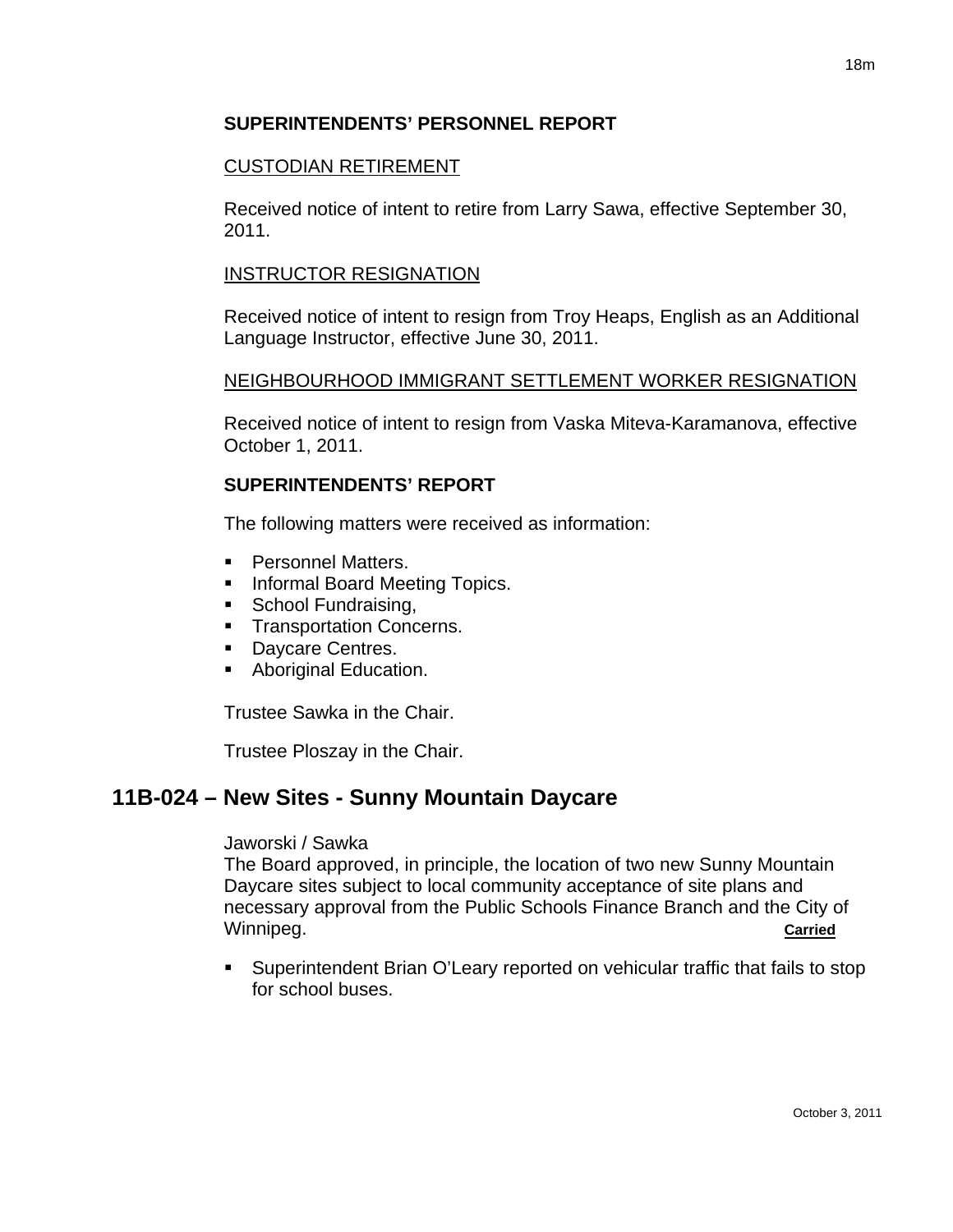**SUPERINTENDENTS' PERSONNEL REPORT**

CUSTODIAN RETIREMENT

Received notice of intent to retire from Larry Sawa, effective September 30, 2011.

INSTRUCTOR RESIGNATION

Received notice of intent to resign from Troy Heaps, English as an Additional Language Instructor, effective June 30, 2011.

NEIGHBOURHOOD IMMIGRANT SETTLEMENT WORKER RESIGNATION

Received notice of intent to resign from Vaska Miteva-Karamanova, effective October 1, 2011.

**SUPERINTENDENTS' REPORT**

The following matters were received as information:

- Personnel Matters.
- Informal Board Meeting Topics.
- School Fundraising,
- Transportation Concerns.
- Daycare Centres.
- Aboriginal Education.

Trustee Sawka in the Chair.

Trustee Ploszay in the Chair.

## 11B-024 – New Sites - Sunny Mountain Daycare

Jaworski / Sawka
The Board approved, in principle, the location of two new Sunny Mountain Daycare sites subject to local community acceptance of site plans and necessary approval from the Public Schools Finance Branch and the City of Winnipeg. **Carried**

- Superintendent Brian O'Leary reported on vehicular traffic that fails to stop for school buses.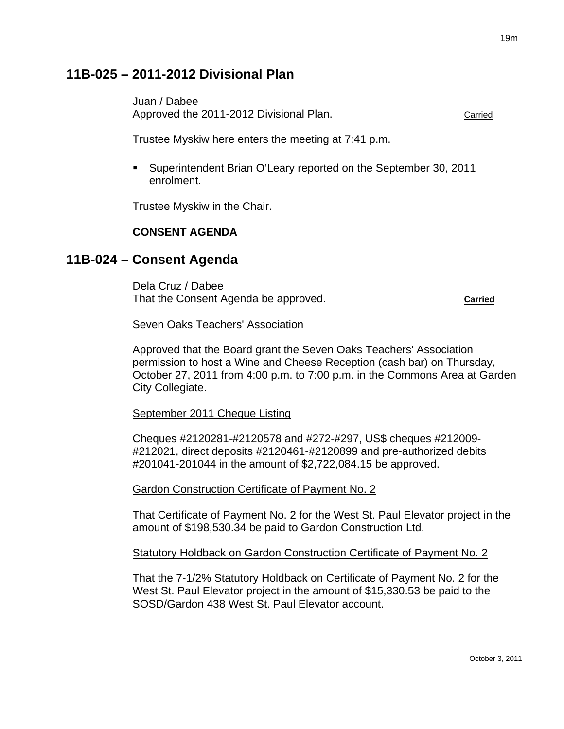## 11B-025 – 2011-2012 Divisional Plan

Juan / Dabee
Approved the 2011-2012 Divisional Plan. Carried

Trustee Myskiw here enters the meeting at 7:41 p.m.

- Superintendent Brian O'Leary reported on the September 30, 2011 enrolment.

Trustee Myskiw in the Chair.

**CONSENT AGENDA**

## 11B-024 – Consent Agenda

Dela Cruz / Dabee
That the Consent Agenda be approved. **Carried**

Seven Oaks Teachers' Association

Approved that the Board grant the Seven Oaks Teachers' Association permission to host a Wine and Cheese Reception (cash bar) on Thursday, October 27, 2011 from 4:00 p.m. to 7:00 p.m. in the Commons Area at Garden City Collegiate.

September 2011 Cheque Listing

Cheques #2120281-#2120578 and #272-#297, US$ cheques #212009-#212021, direct deposits #2120461-#2120899 and pre-authorized debits #201041-201044 in the amount of $2,722,084.15 be approved.

Gardon Construction Certificate of Payment No. 2

That Certificate of Payment No. 2 for the West St. Paul Elevator project in the amount of $198,530.34 be paid to Gardon Construction Ltd.

Statutory Holdback on Gardon Construction Certificate of Payment No. 2

That the 7-1/2% Statutory Holdback on Certificate of Payment No. 2 for the West St. Paul Elevator project in the amount of $15,330.53 be paid to the SOSD/Gardon 438 West St. Paul Elevator account.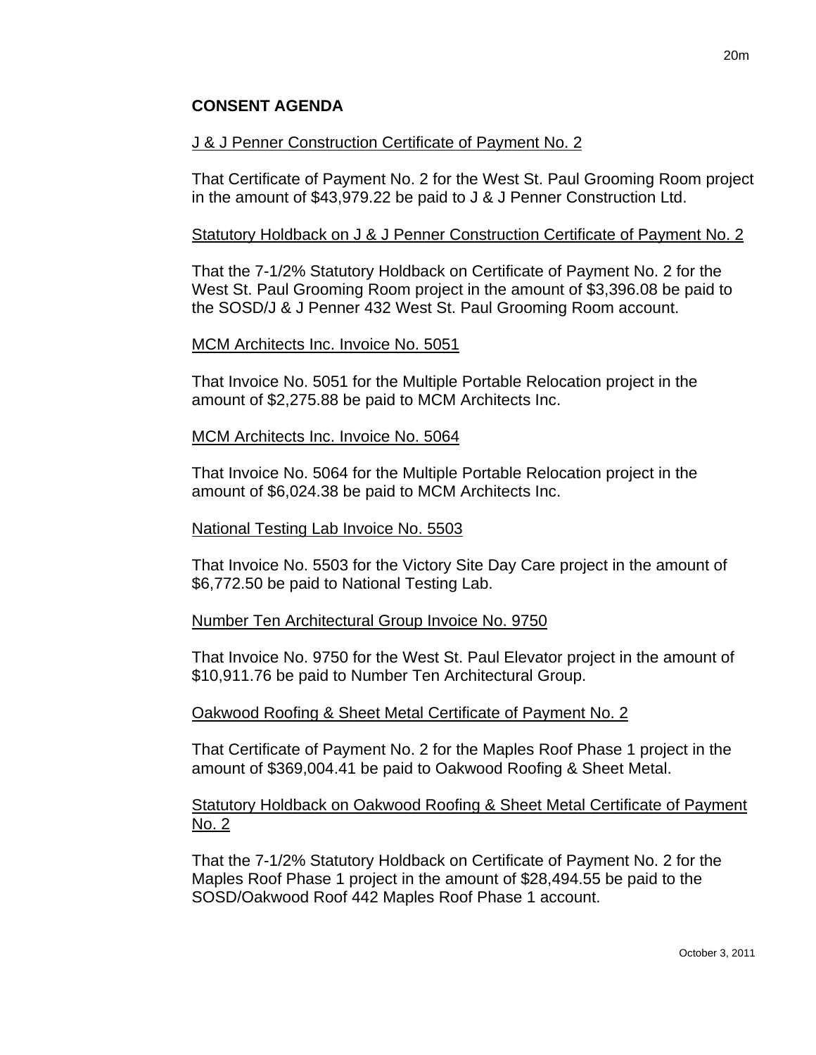## CONSENT AGENDA

J & J Penner Construction Certificate of Payment No. 2

That Certificate of Payment No. 2 for the West St. Paul Grooming Room project in the amount of $43,979.22 be paid to J & J Penner Construction Ltd.

Statutory Holdback on J & J Penner Construction Certificate of Payment No. 2

That the 7-1/2% Statutory Holdback on Certificate of Payment No. 2 for the West St. Paul Grooming Room project in the amount of $3,396.08 be paid to the SOSD/J & J Penner 432 West St. Paul Grooming Room account.

MCM Architects Inc. Invoice No. 5051

That Invoice No. 5051 for the Multiple Portable Relocation project in the amount of $2,275.88 be paid to MCM Architects Inc.

MCM Architects Inc. Invoice No. 5064

That Invoice No. 5064 for the Multiple Portable Relocation project in the amount of $6,024.38 be paid to MCM Architects Inc.

National Testing Lab Invoice No. 5503

That Invoice No. 5503 for the Victory Site Day Care project in the amount of $6,772.50 be paid to National Testing Lab.

Number Ten Architectural Group Invoice No. 9750

That Invoice No. 9750 for the West St. Paul Elevator project in the amount of $10,911.76 be paid to Number Ten Architectural Group.

Oakwood Roofing & Sheet Metal Certificate of Payment No. 2

That Certificate of Payment No. 2 for the Maples Roof Phase 1 project in the amount of $369,004.41 be paid to Oakwood Roofing & Sheet Metal.

Statutory Holdback on Oakwood Roofing & Sheet Metal Certificate of Payment No. 2

That the 7-1/2% Statutory Holdback on Certificate of Payment No. 2 for the Maples Roof Phase 1 project in the amount of $28,494.55 be paid to the SOSD/Oakwood Roof 442 Maples Roof Phase 1 account.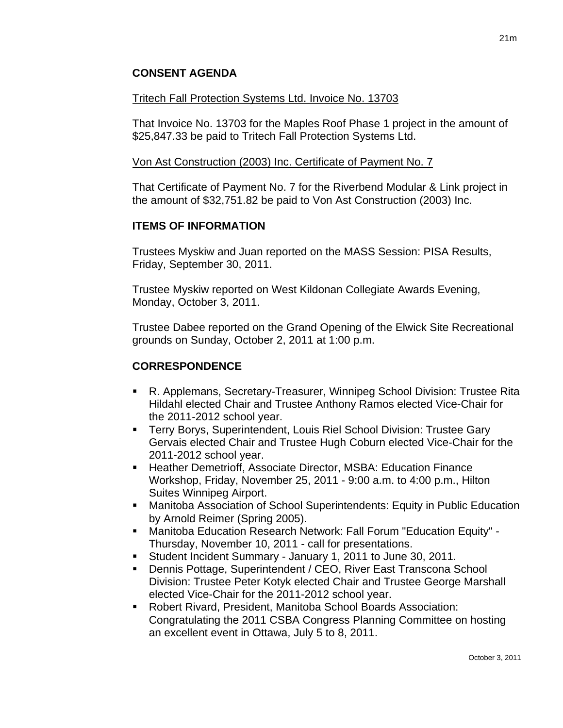## CONSENT AGENDA

Tritech Fall Protection Systems Ltd. Invoice No. 13703

That Invoice No. 13703 for the Maples Roof Phase 1 project in the amount of $25,847.33 be paid to Tritech Fall Protection Systems Ltd.

Von Ast Construction (2003) Inc. Certificate of Payment No. 7

That Certificate of Payment No. 7 for the Riverbend Modular & Link project in the amount of $32,751.82 be paid to Von Ast Construction (2003) Inc.

## ITEMS OF INFORMATION

Trustees Myskiw and Juan reported on the MASS Session: PISA Results, Friday, September 30, 2011.

Trustee Myskiw reported on West Kildonan Collegiate Awards Evening, Monday, October 3, 2011.

Trustee Dabee reported on the Grand Opening of the Elwick Site Recreational grounds on Sunday, October 2, 2011 at 1:00 p.m.

## CORRESPONDENCE

- R. Applemans, Secretary-Treasurer, Winnipeg School Division: Trustee Rita Hildahl elected Chair and Trustee Anthony Ramos elected Vice-Chair for the 2011-2012 school year.
- Terry Borys, Superintendent, Louis Riel School Division: Trustee Gary Gervais elected Chair and Trustee Hugh Coburn elected Vice-Chair for the 2011-2012 school year.
- Heather Demetrioff, Associate Director, MSBA: Education Finance Workshop, Friday, November 25, 2011 - 9:00 a.m. to 4:00 p.m., Hilton Suites Winnipeg Airport.
- Manitoba Association of School Superintendents: Equity in Public Education by Arnold Reimer (Spring 2005).
- Manitoba Education Research Network: Fall Forum "Education Equity" - Thursday, November 10, 2011 - call for presentations.
- Student Incident Summary - January 1, 2011 to June 30, 2011.
- Dennis Pottage, Superintendent / CEO, River East Transcona School Division: Trustee Peter Kotyk elected Chair and Trustee George Marshall elected Vice-Chair for the 2011-2012 school year.
- Robert Rivard, President, Manitoba School Boards Association: Congratulating the 2011 CSBA Congress Planning Committee on hosting an excellent event in Ottawa, July 5 to 8, 2011.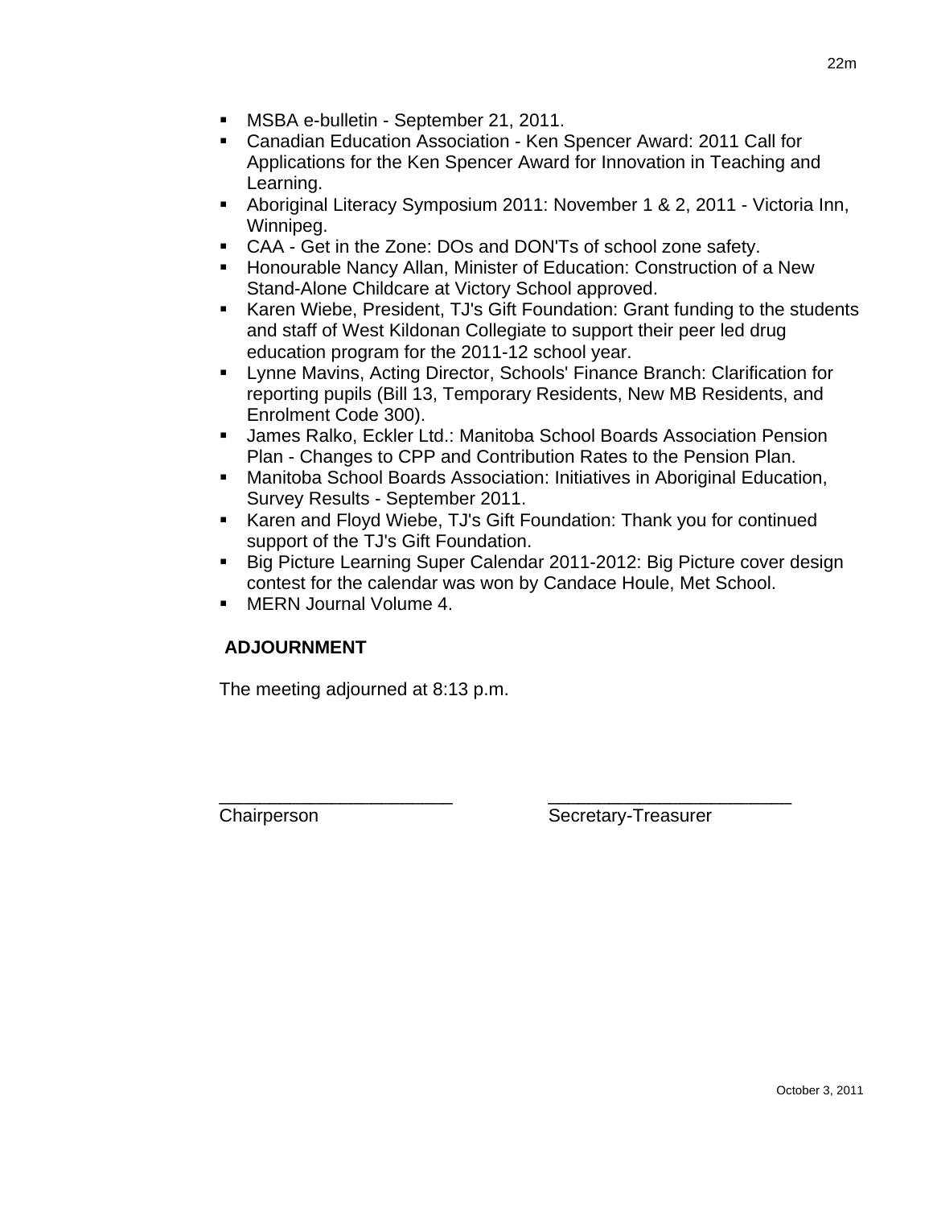- MSBA e-bulletin - September 21, 2011.
- Canadian Education Association - Ken Spencer Award: 2011 Call for Applications for the Ken Spencer Award for Innovation in Teaching and Learning.
- Aboriginal Literacy Symposium 2011: November 1 & 2, 2011 - Victoria Inn, Winnipeg.
- CAA - Get in the Zone: DOs and DON'Ts of school zone safety.
- Honourable Nancy Allan, Minister of Education: Construction of a New Stand-Alone Childcare at Victory School approved.
- Karen Wiebe, President, TJ's Gift Foundation: Grant funding to the students and staff of West Kildonan Collegiate to support their peer led drug education program for the 2011-12 school year.
- Lynne Mavins, Acting Director, Schools' Finance Branch: Clarification for reporting pupils (Bill 13, Temporary Residents, New MB Residents, and Enrolment Code 300).
- James Ralko, Eckler Ltd.: Manitoba School Boards Association Pension Plan - Changes to CPP and Contribution Rates to the Pension Plan.
- Manitoba School Boards Association: Initiatives in Aboriginal Education, Survey Results - September 2011.
- Karen and Floyd Wiebe, TJ's Gift Foundation: Thank you for continued support of the TJ's Gift Foundation.
- Big Picture Learning Super Calendar 2011-2012: Big Picture cover design contest for the calendar was won by Candace Houle, Met School.
- MERN Journal Volume 4.

**ADJOURNMENT**

The meeting adjourned at 8:13 p.m.

_______________________ _________________________

Chairperson Secretary-Treasurer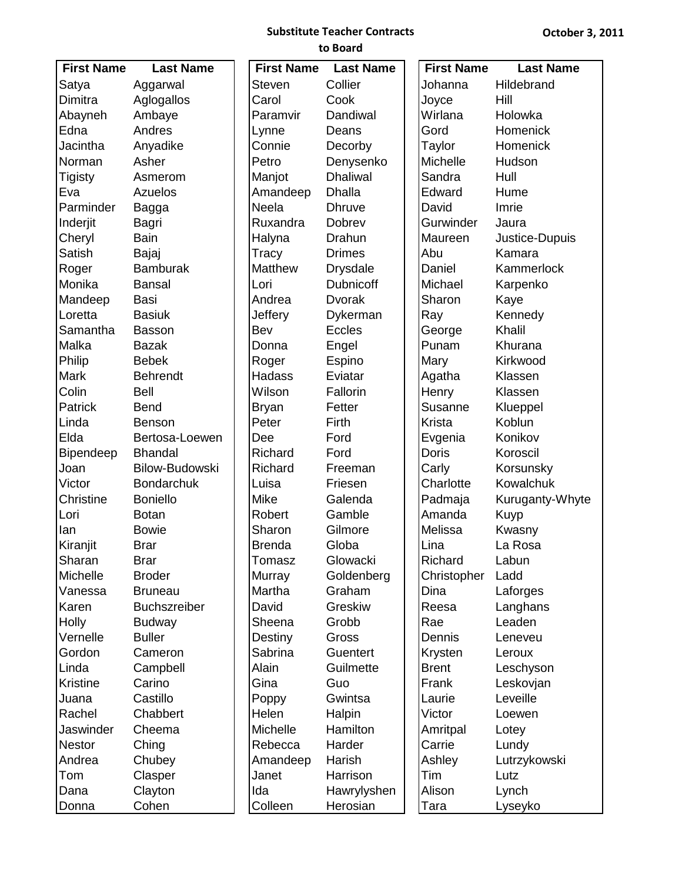**Substitute Teacher Contracts to Board**

**October 3, 2011**

| First Name | Last Name |
|---|---|
| Satya | Aggarwal |
| Dimitra | Aglogallos |
| Abayneh | Ambaye |
| Edna | Andres |
| Jacintha | Anyadike |
| Norman | Asher |
| Tigisty | Asmerom |
| Eva | Azuelos |
| Parminder | Bagga |
| Inderjit | Bagri |
| Cheryl | Bain |
| Satish | Bajaj |
| Roger | Bamburak |
| Monika | Bansal |
| Mandeep | Basi |
| Loretta | Basiuk |
| Samantha | Basson |
| Malka | Bazak |
| Philip | Bebek |
| Mark | Behrendt |
| Colin | Bell |
| Patrick | Bend |
| Linda | Benson |
| Elda | Bertosa-Loewen |
| Bipendeep | Bhandal |
| Joan | Bilow-Budowski |
| Victor | Bondarchuk |
| Christine | Boniello |
| Lori | Botan |
| Ian | Bowie |
| Kiranjit | Brar |
| Sharan | Brar |
| Michelle | Broder |
| Vanessa | Bruneau |
| Karen | Buchszreiber |
| Holly | Budway |
| Vernelle | Buller |
| Gordon | Cameron |
| Linda | Campbell |
| Kristine | Carino |
| Juana | Castillo |
| Rachel | Chabbert |
| Jaswinder | Cheema |
| Nestor | Ching |
| Andrea | Chubey |
| Tom | Clasper |
| Dana | Clayton |
| Donna | Cohen |

| First Name | Last Name |
|---|---|
| Steven | Collier |
| Carol | Cook |
| Paramvir | Dandiwal |
| Lynne | Deans |
| Connie | Decorby |
| Petro | Denysenko |
| Manjot | Dhaliwal |
| Amandeep | Dhalla |
| Neela | Dhruve |
| Ruxandra | Dobrev |
| Halyna | Drahun |
| Tracy | Drimes |
| Matthew | Drysdale |
| Lori | Dubnicoff |
| Andrea | Dvorak |
| Jeffery | Dykerman |
| Bev | Eccles |
| Donna | Engel |
| Roger | Espino |
| Hadass | Eviatar |
| Wilson | Fallorin |
| Bryan | Fetter |
| Peter | Firth |
| Dee | Ford |
| Richard | Ford |
| Richard | Freeman |
| Luisa | Friesen |
| Mike | Galenda |
| Robert | Gamble |
| Sharon | Gilmore |
| Brenda | Globa |
| Tomasz | Glowacki |
| Murray | Goldenberg |
| Martha | Graham |
| David | Greskiw |
| Sheena | Grobb |
| Destiny | Gross |
| Sabrina | Guentert |
| Alain | Guilmette |
| Gina | Guo |
| Poppy | Gwintsa |
| Helen | Halpin |
| Michelle | Hamilton |
| Rebecca | Harder |
| Amandeep | Harish |
| Janet | Harrison |
| Ida | Hawrylyshen |
| Colleen | Herosian |

| First Name | Last Name |
|---|---|
| Johanna | Hildebrand |
| Joyce | Hill |
| Wirlana | Holowka |
| Gord | Homenick |
| Taylor | Homenick |
| Michelle | Hudson |
| Sandra | Hull |
| Edward | Hume |
| David | Imrie |
| Gurwinder | Jaura |
| Maureen | Justice-Dupuis |
| Abu | Kamara |
| Daniel | Kammerlock |
| Michael | Karpenko |
| Sharon | Kaye |
| Ray | Kennedy |
| George | Khalil |
| Punam | Khurana |
| Mary | Kirkwood |
| Agatha | Klassen |
| Henry | Klassen |
| Susanne | Klueppel |
| Krista | Koblun |
| Evgenia | Konikov |
| Doris | Koroscil |
| Carly | Korsunsky |
| Charlotte | Kowalchuk |
| Padmaja | Kuruganty-Whyte |
| Amanda | Kuyp |
| Melissa | Kwasny |
| Lina | La Rosa |
| Richard | Labun |
| Christopher | Ladd |
| Dina | Laforges |
| Reesa | Langhans |
| Rae | Leaden |
| Dennis | Leneveu |
| Krysten | Leroux |
| Brent | Leschyson |
| Frank | Leskovjan |
| Laurie | Leveille |
| Victor | Loewen |
| Amritpal | Lotey |
| Carrie | Lundy |
| Ashley | Lutrzykowski |
| Tim | Lutz |
| Alison | Lynch |
| Tara | Lyseyko |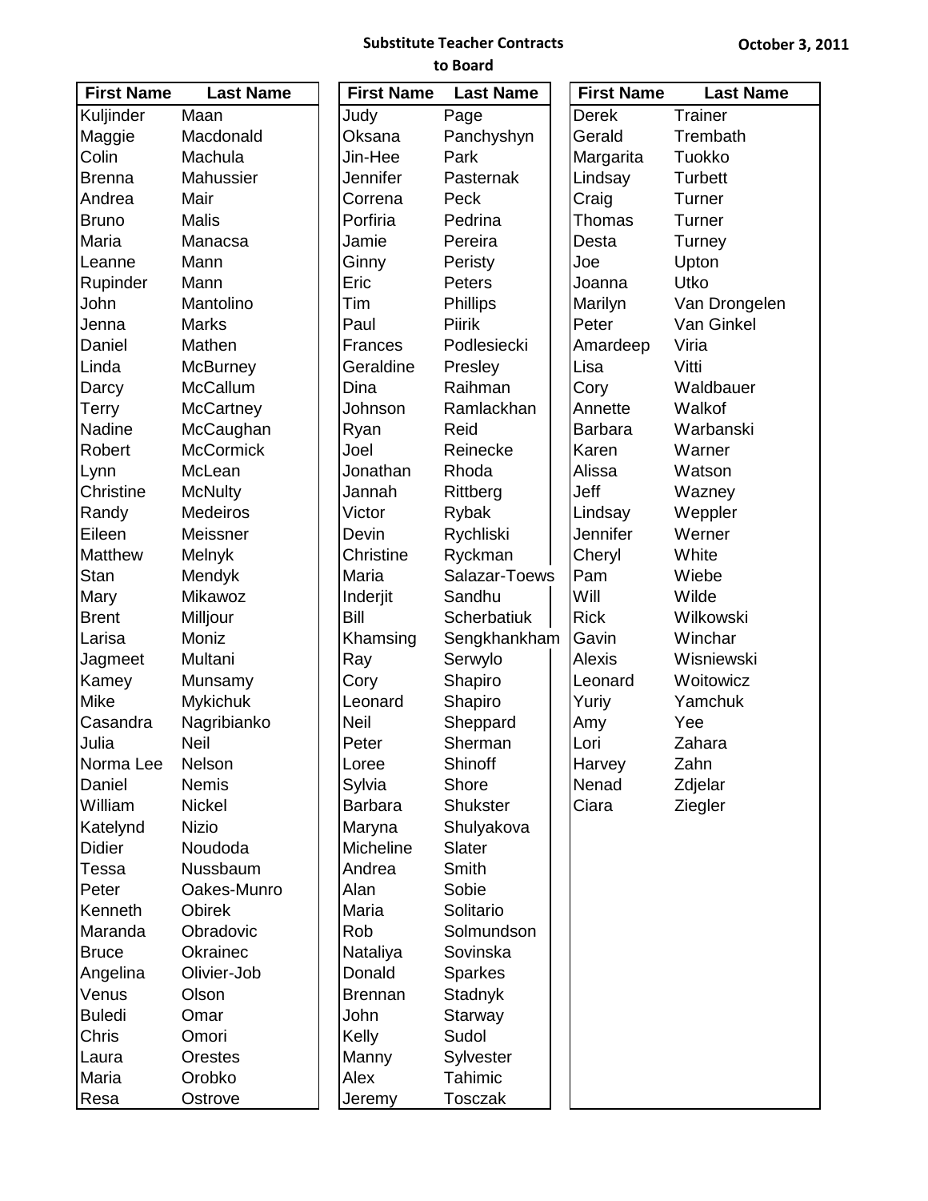**Substitute Teacher Contracts**
**to Board**

**October 3, 2011**

| First Name | Last Name |
|---|---|
| Kuljinder | Maan |
| Maggie | Macdonald |
| Colin | Machula |
| Brenna | Mahussier |
| Andrea | Mair |
| Bruno | Malis |
| Maria | Manacsa |
| Leanne | Mann |
| Rupinder | Mann |
| John | Mantolino |
| Jenna | Marks |
| Daniel | Mathen |
| Linda | McBurney |
| Darcy | McCallum |
| Terry | McCartney |
| Nadine | McCaughan |
| Robert | McCormick |
| Lynn | McLean |
| Christine | McNulty |
| Randy | Medeiros |
| Eileen | Meissner |
| Matthew | Melnyk |
| Stan | Mendyk |
| Mary | Mikawoz |
| Brent | Milljour |
| Larisa | Moniz |
| Jagmeet | Multani |
| Kamey | Munsamy |
| Mike | Mykichuk |
| Casandra | Nagribianko |
| Julia | Neil |
| Norma Lee | Nelson |
| Daniel | Nemis |
| William | Nickel |
| Katelynd | Nizio |
| Didier | Noudoda |
| Tessa | Nussbaum |
| Peter | Oakes-Munro |
| Kenneth | Obirek |
| Maranda | Obradovic |
| Bruce | Okrainec |
| Angelina | Olivier-Job |
| Venus | Olson |
| Buledi | Omar |
| Chris | Omori |
| Laura | Orestes |
| Maria | Orobko |
| Resa | Ostrove |

| First Name | Last Name |
|---|---|
| Judy | Page |
| Oksana | Panchyshyn |
| Jin-Hee | Park |
| Jennifer | Pasternak |
| Correna | Peck |
| Porfiria | Pedrina |
| Jamie | Pereira |
| Ginny | Peristy |
| Eric | Peters |
| Tim | Phillips |
| Paul | Piirik |
| Frances | Podlesiecki |
| Geraldine | Presley |
| Dina | Raihman |
| Johnson | Ramlackhan |
| Ryan | Reid |
| Joel | Reinecke |
| Jonathan | Rhoda |
| Jannah | Rittberg |
| Victor | Rybak |
| Devin | Rychliski |
| Christine | Ryckman |
| Maria | Salazar-Toews |
| Inderjit | Sandhu |
| Bill | Scherbatiuk |
| Khamsing | Sengkhankham |
| Ray | Serwylo |
| Cory | Shapiro |
| Leonard | Shapiro |
| Neil | Sheppard |
| Peter | Sherman |
| Loree | Shinoff |
| Sylvia | Shore |
| Barbara | Shukster |
| Maryna | Shulyakova |
| Micheline | Slater |
| Andrea | Smith |
| Alan | Sobie |
| Maria | Solitario |
| Rob | Solmundson |
| Nataliya | Sovinska |
| Donald | Sparkes |
| Brennan | Stadnyk |
| John | Starway |
| Kelly | Sudol |
| Manny | Sylvester |
| Alex | Tahimic |
| Jeremy | Tosczak |

| First Name | Last Name |
|---|---|
| Derek | Trainer |
| Gerald | Trembath |
| Margarita | Tuokko |
| Lindsay | Turbett |
| Craig | Turner |
| Thomas | Turner |
| Desta | Turney |
| Joe | Upton |
| Joanna | Utko |
| Marilyn | Van Drongelen |
| Peter | Van Ginkel |
| Amardeep | Viria |
| Lisa | Vitti |
| Cory | Waldbauer |
| Annette | Walkof |
| Barbara | Warbanski |
| Karen | Warner |
| Alissa | Watson |
| Jeff | Wazney |
| Lindsay | Weppler |
| Jennifer | Werner |
| Cheryl | White |
| Pam | Wiebe |
| Will | Wilde |
| Rick | Wilkowski |
| Gavin | Winchar |
| Alexis | Wisniewski |
| Leonard | Woitowicz |
| Yuriy | Yamchuk |
| Amy | Yee |
| Lori | Zahara |
| Harvey | Zahn |
| Nenad | Zdjelar |
| Ciara | Ziegler |